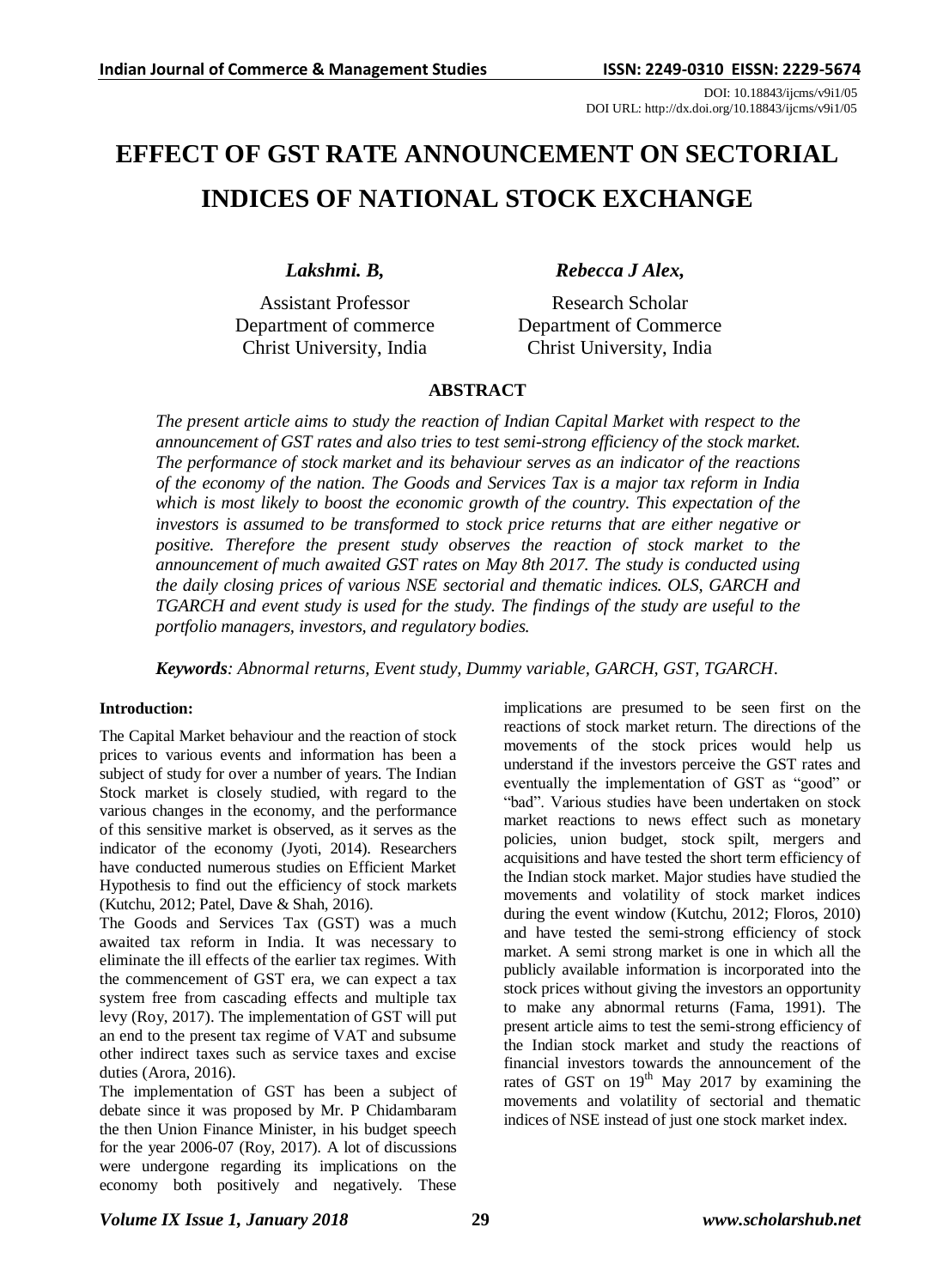DOI: 10.18843/ijcms/v9i1/05
DOI URL: http://dx.doi.org/10.18843/ijcms/v9i1/05

# EFFECT OF GST RATE ANNOUNCEMENT ON SECTORIAL INDICES OF NATIONAL STOCK EXCHANGE

***Lakshmi. B,***
Assistant Professor
Department of commerce
Christ University, India

***Rebecca J Alex,***
Research Scholar
Department of Commerce
Christ University, India

## ABSTRACT

*The present article aims to study the reaction of Indian Capital Market with respect to the announcement of GST rates and also tries to test semi-strong efficiency of the stock market. The performance of stock market and its behaviour serves as an indicator of the reactions of the economy of the nation. The Goods and Services Tax is a major tax reform in India which is most likely to boost the economic growth of the country. This expectation of the investors is assumed to be transformed to stock price returns that are either negative or positive. Therefore the present study observes the reaction of stock market to the announcement of much awaited GST rates on May 8th 2017. The study is conducted using the daily closing prices of various NSE sectorial and thematic indices. OLS, GARCH and TGARCH and event study is used for the study. The findings of the study are useful to the portfolio managers, investors, and regulatory bodies.*

***Keywords****: Abnormal returns, Event study, Dummy variable, GARCH, GST, TGARCH.*

### Introduction:

The Capital Market behaviour and the reaction of stock prices to various events and information has been a subject of study for over a number of years. The Indian Stock market is closely studied, with regard to the various changes in the economy, and the performance of this sensitive market is observed, as it serves as the indicator of the economy (Jyoti, 2014). Researchers have conducted numerous studies on Efficient Market Hypothesis to find out the efficiency of stock markets (Kutchu, 2012; Patel, Dave & Shah, 2016).

The Goods and Services Tax (GST) was a much awaited tax reform in India. It was necessary to eliminate the ill effects of the earlier tax regimes. With the commencement of GST era, we can expect a tax system free from cascading effects and multiple tax levy (Roy, 2017). The implementation of GST will put an end to the present tax regime of VAT and subsume other indirect taxes such as service taxes and excise duties (Arora, 2016).

The implementation of GST has been a subject of debate since it was proposed by Mr. P Chidambaram the then Union Finance Minister, in his budget speech for the year 2006-07 (Roy, 2017). A lot of discussions were undergone regarding its implications on the economy both positively and negatively. These implications are presumed to be seen first on the reactions of stock market return. The directions of the movements of the stock prices would help us understand if the investors perceive the GST rates and eventually the implementation of GST as "good" or "bad". Various studies have been undertaken on stock market reactions to news effect such as monetary policies, union budget, stock spilt, mergers and acquisitions and have tested the short term efficiency of the Indian stock market. Major studies have studied the movements and volatility of stock market indices during the event window (Kutchu, 2012; Floros, 2010) and have tested the semi-strong efficiency of stock market. A semi strong market is one in which all the publicly available information is incorporated into the stock prices without giving the investors an opportunity to make any abnormal returns (Fama, 1991). The present article aims to test the semi-strong efficiency of the Indian stock market and study the reactions of financial investors towards the announcement of the rates of GST on 19th May 2017 by examining the movements and volatility of sectorial and thematic indices of NSE instead of just one stock market index.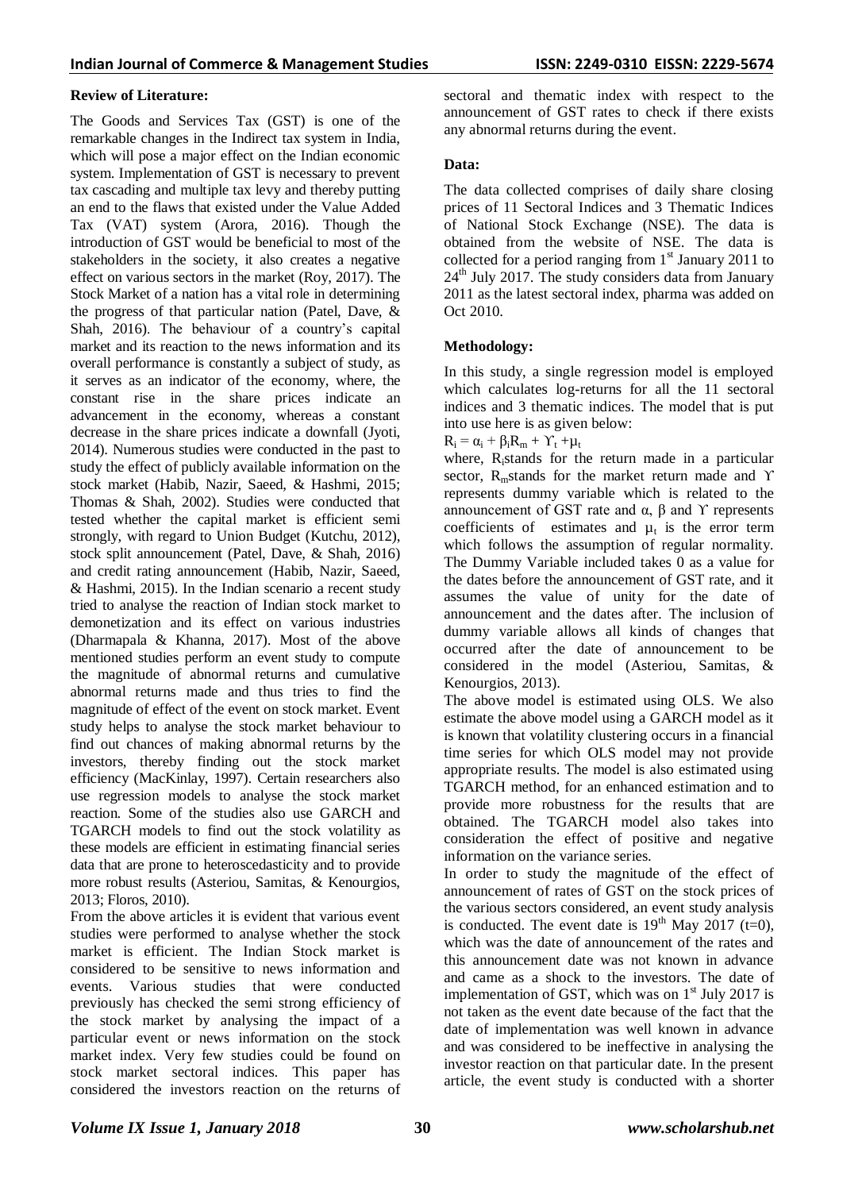**Review of Literature:**

The Goods and Services Tax (GST) is one of the remarkable changes in the Indirect tax system in India, which will pose a major effect on the Indian economic system. Implementation of GST is necessary to prevent tax cascading and multiple tax levy and thereby putting an end to the flaws that existed under the Value Added Tax (VAT) system (Arora, 2016). Though the introduction of GST would be beneficial to most of the stakeholders in the society, it also creates a negative effect on various sectors in the market (Roy, 2017). The Stock Market of a nation has a vital role in determining the progress of that particular nation (Patel, Dave, & Shah, 2016). The behaviour of a country's capital market and its reaction to the news information and its overall performance is constantly a subject of study, as it serves as an indicator of the economy, where, the constant rise in the share prices indicate an advancement in the economy, whereas a constant decrease in the share prices indicate a downfall (Jyoti, 2014). Numerous studies were conducted in the past to study the effect of publicly available information on the stock market (Habib, Nazir, Saeed, & Hashmi, 2015; Thomas & Shah, 2002). Studies were conducted that tested whether the capital market is efficient semi strongly, with regard to Union Budget (Kutchu, 2012), stock split announcement (Patel, Dave, & Shah, 2016) and credit rating announcement (Habib, Nazir, Saeed, & Hashmi, 2015). In the Indian scenario a recent study tried to analyse the reaction of Indian stock market to demonetization and its effect on various industries (Dharmapala & Khanna, 2017). Most of the above mentioned studies perform an event study to compute the magnitude of abnormal returns and cumulative abnormal returns made and thus tries to find the magnitude of effect of the event on stock market. Event study helps to analyse the stock market behaviour to find out chances of making abnormal returns by the investors, thereby finding out the stock market efficiency (MacKinlay, 1997). Certain researchers also use regression models to analyse the stock market reaction. Some of the studies also use GARCH and TGARCH models to find out the stock volatility as these models are efficient in estimating financial series data that are prone to heteroscedasticity and to provide more robust results (Asteriou, Samitas, & Kenourgios, 2013; Floros, 2010).

From the above articles it is evident that various event studies were performed to analyse whether the stock market is efficient. The Indian Stock market is considered to be sensitive to news information and events. Various studies that were conducted previously has checked the semi strong efficiency of the stock market by analysing the impact of a particular event or news information on the stock market index. Very few studies could be found on stock market sectoral indices. This paper has considered the investors reaction on the returns of sectoral and thematic index with respect to the announcement of GST rates to check if there exists any abnormal returns during the event.

**Data:**

The data collected comprises of daily share closing prices of 11 Sectoral Indices and 3 Thematic Indices of National Stock Exchange (NSE). The data is obtained from the website of NSE. The data is collected for a period ranging from 1st January 2011 to 24th July 2017. The study considers data from January 2011 as the latest sectoral index, pharma was added on Oct 2010.

**Methodology:**

In this study, a single regression model is employed which calculates log-returns for all the 11 sectoral indices and 3 thematic indices. The model that is put into use here is as given below:

$$R_i = \alpha_i + \beta_i R_m + \Upsilon_t + \mu_t$$

where, $R_i$ stands for the return made in a particular sector, $R_m$ stands for the market return made and $\Upsilon$ represents dummy variable which is related to the announcement of GST rate and $\alpha$, $\beta$ and $\Upsilon$ represents coefficients of estimates and $\mu_t$ is the error term which follows the assumption of regular normality. The Dummy Variable included takes 0 as a value for the dates before the announcement of GST rate, and it assumes the value of unity for the date of announcement and the dates after. The inclusion of dummy variable allows all kinds of changes that occurred after the date of announcement to be considered in the model (Asteriou, Samitas, & Kenourgios, 2013).

The above model is estimated using OLS. We also estimate the above model using a GARCH model as it is known that volatility clustering occurs in a financial time series for which OLS model may not provide appropriate results. The model is also estimated using TGARCH method, for an enhanced estimation and to provide more robustness for the results that are obtained. The TGARCH model also takes into consideration the effect of positive and negative information on the variance series.

In order to study the magnitude of the effect of announcement of rates of GST on the stock prices of the various sectors considered, an event study analysis is conducted. The event date is 19th May 2017 (t=0), which was the date of announcement of the rates and this announcement date was not known in advance and came as a shock to the investors. The date of implementation of GST, which was on 1st July 2017 is not taken as the event date because of the fact that the date of implementation was well known in advance and was considered to be ineffective in analysing the investor reaction on that particular date. In the present article, the event study is conducted with a shorter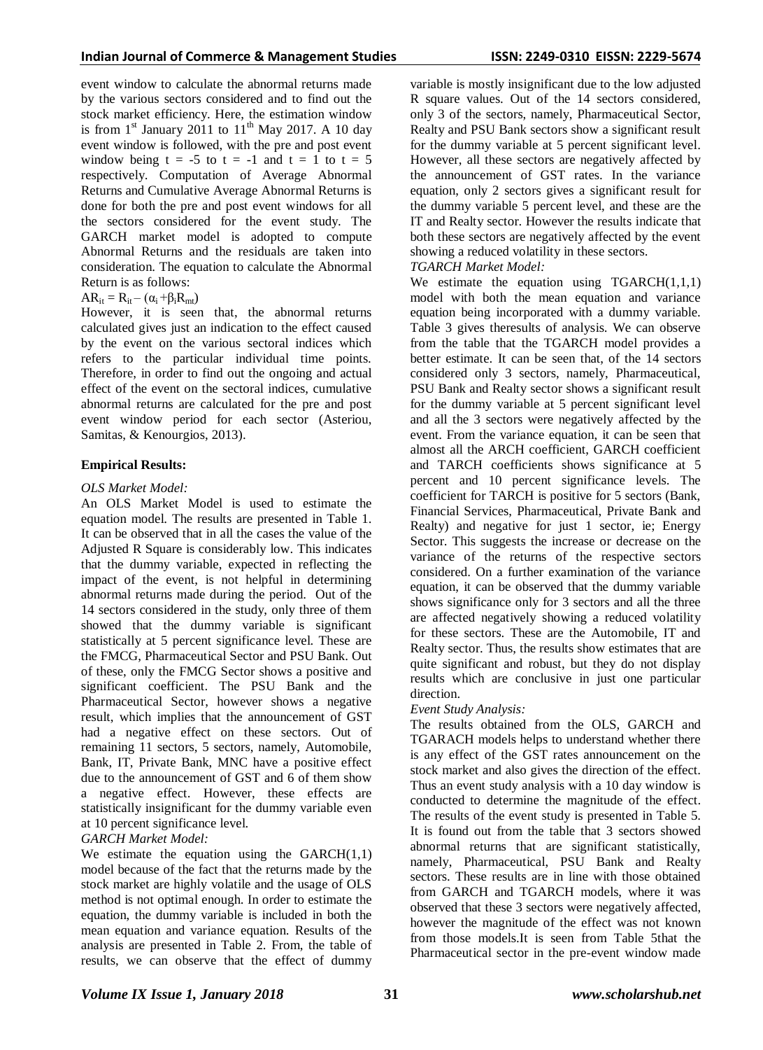event window to calculate the abnormal returns made by the various sectors considered and to find out the stock market efficiency. Here, the estimation window is from 1st January 2011 to 11th May 2017. A 10 day event window is followed, with the pre and post event window being $t = -5$ to $t = -1$ and $t = 1$ to $t = 5$ respectively. Computation of Average Abnormal Returns and Cumulative Average Abnormal Returns is done for both the pre and post event windows for all the sectors considered for the event study. The GARCH market model is adopted to compute Abnormal Returns and the residuals are taken into consideration. The equation to calculate the Abnormal Return is as follows:

$$AR_{it} = R_{it} - (\alpha_i + \beta_i R_{mt})$$

However, it is seen that, the abnormal returns calculated gives just an indication to the effect caused by the event on the various sectoral indices which refers to the particular individual time points. Therefore, in order to find out the ongoing and actual effect of the event on the sectoral indices, cumulative abnormal returns are calculated for the pre and post event window period for each sector (Asteriou, Samitas, & Kenourgios, 2013).

## Empirical Results:

*OLS Market Model:*

An OLS Market Model is used to estimate the equation model. The results are presented in Table 1. It can be observed that in all the cases the value of the Adjusted R Square is considerably low. This indicates that the dummy variable, expected in reflecting the impact of the event, is not helpful in determining abnormal returns made during the period. Out of the 14 sectors considered in the study, only three of them showed that the dummy variable is significant statistically at 5 percent significance level. These are the FMCG, Pharmaceutical Sector and PSU Bank. Out of these, only the FMCG Sector shows a positive and significant coefficient. The PSU Bank and the Pharmaceutical Sector, however shows a negative result, which implies that the announcement of GST had a negative effect on these sectors. Out of remaining 11 sectors, 5 sectors, namely, Automobile, Bank, IT, Private Bank, MNC have a positive effect due to the announcement of GST and 6 of them show a negative effect. However, these effects are statistically insignificant for the dummy variable even at 10 percent significance level.

*GARCH Market Model:*

We estimate the equation using the GARCH(1,1) model because of the fact that the returns made by the stock market are highly volatile and the usage of OLS method is not optimal enough. In order to estimate the equation, the dummy variable is included in both the mean equation and variance equation. Results of the analysis are presented in Table 2. From, the table of results, we can observe that the effect of dummy variable is mostly insignificant due to the low adjusted R square values. Out of the 14 sectors considered, only 3 of the sectors, namely, Pharmaceutical Sector, Realty and PSU Bank sectors show a significant result for the dummy variable at 5 percent significant level. However, all these sectors are negatively affected by the announcement of GST rates. In the variance equation, only 2 sectors gives a significant result for the dummy variable 5 percent level, and these are the IT and Realty sector. However the results indicate that both these sectors are negatively affected by the event showing a reduced volatility in these sectors.

*TGARCH Market Model:*

We estimate the equation using TGARCH(1,1,1) model with both the mean equation and variance equation being incorporated with a dummy variable. Table 3 gives theresults of analysis. We can observe from the table that the TGARCH model provides a better estimate. It can be seen that, of the 14 sectors considered only 3 sectors, namely, Pharmaceutical, PSU Bank and Realty sector shows a significant result for the dummy variable at 5 percent significant level and all the 3 sectors were negatively affected by the event. From the variance equation, it can be seen that almost all the ARCH coefficient, GARCH coefficient and TARCH coefficients shows significance at 5 percent and 10 percent significance levels. The coefficient for TARCH is positive for 5 sectors (Bank, Financial Services, Pharmaceutical, Private Bank and Realty) and negative for just 1 sector, ie; Energy Sector. This suggests the increase or decrease on the variance of the returns of the respective sectors considered. On a further examination of the variance equation, it can be observed that the dummy variable shows significance only for 3 sectors and all the three are affected negatively showing a reduced volatility for these sectors. These are the Automobile, IT and Realty sector. Thus, the results show estimates that are quite significant and robust, but they do not display results which are conclusive in just one particular direction.

*Event Study Analysis:*

The results obtained from the OLS, GARCH and TGARACH models helps to understand whether there is any effect of the GST rates announcement on the stock market and also gives the direction of the effect. Thus an event study analysis with a 10 day window is conducted to determine the magnitude of the effect. The results of the event study is presented in Table 5. It is found out from the table that 3 sectors showed abnormal returns that are significant statistically, namely, Pharmaceutical, PSU Bank and Realty sectors. These results are in line with those obtained from GARCH and TGARCH models, where it was observed that these 3 sectors were negatively affected, however the magnitude of the effect was not known from those models.It is seen from Table 5that the Pharmaceutical sector in the pre-event window made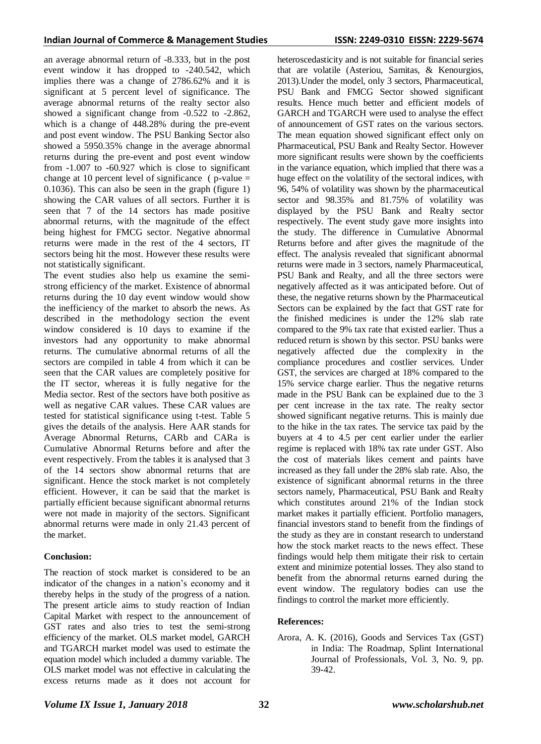an average abnormal return of -8.333, but in the post event window it has dropped to -240.542, which implies there was a change of 2786.62% and it is significant at 5 percent level of significance. The average abnormal returns of the realty sector also showed a significant change from -0.522 to -2.862, which is a change of 448.28% during the pre-event and post event window. The PSU Banking Sector also showed a 5950.35% change in the average abnormal returns during the pre-event and post event window from -1.007 to -60.927 which is close to significant change at 10 percent level of significance ( p-value = 0.1036). This can also be seen in the graph (figure 1) showing the CAR values of all sectors. Further it is seen that 7 of the 14 sectors has made positive abnormal returns, with the magnitude of the effect being highest for FMCG sector. Negative abnormal returns were made in the rest of the 4 sectors, IT sectors being hit the most. However these results were not statistically significant.

The event studies also help us examine the semi-strong efficiency of the market. Existence of abnormal returns during the 10 day event window would show the inefficiency of the market to absorb the news. As described in the methodology section the event window considered is 10 days to examine if the investors had any opportunity to make abnormal returns. The cumulative abnormal returns of all the sectors are compiled in table 4 from which it can be seen that the CAR values are completely positive for the IT sector, whereas it is fully negative for the Media sector. Rest of the sectors have both positive as well as negative CAR values. These CAR values are tested for statistical significance using t-test. Table 5 gives the details of the analysis. Here AAR stands for Average Abnormal Returns, CARb and CARa is Cumulative Abnormal Returns before and after the event respectively. From the tables it is analysed that 3 of the 14 sectors show abnormal returns that are significant. Hence the stock market is not completely efficient. However, it can be said that the market is partially efficient because significant abnormal returns were not made in majority of the sectors. Significant abnormal returns were made in only 21.43 percent of the market.

## Conclusion:

The reaction of stock market is considered to be an indicator of the changes in a nation's economy and it thereby helps in the study of the progress of a nation. The present article aims to study reaction of Indian Capital Market with respect to the announcement of GST rates and also tries to test the semi-strong efficiency of the market. OLS market model, GARCH and TGARCH market model was used to estimate the equation model which included a dummy variable. The OLS market model was not effective in calculating the excess returns made as it does not account for heteroscedasticity and is not suitable for financial series that are volatile (Asteriou, Samitas, & Kenourgios, 2013).Under the model, only 3 sectors, Pharmaceutical, PSU Bank and FMCG Sector showed significant results. Hence much better and efficient models of GARCH and TGARCH were used to analyse the effect of announcement of GST rates on the various sectors. The mean equation showed significant effect only on Pharmaceutical, PSU Bank and Realty Sector. However more significant results were shown by the coefficients in the variance equation, which implied that there was a huge effect on the volatility of the sectoral indices, with 96, 54% of volatility was shown by the pharmaceutical sector and 98.35% and 81.75% of volatility was displayed by the PSU Bank and Realty sector respectively. The event study gave more insights into the study. The difference in Cumulative Abnormal Returns before and after gives the magnitude of the effect. The analysis revealed that significant abnormal returns were made in 3 sectors, namely Pharmaceutical, PSU Bank and Realty, and all the three sectors were negatively affected as it was anticipated before. Out of these, the negative returns shown by the Pharmaceutical Sectors can be explained by the fact that GST rate for the finished medicines is under the 12% slab rate compared to the 9% tax rate that existed earlier. Thus a reduced return is shown by this sector. PSU banks were negatively affected due the complexity in the compliance procedures and costlier services. Under GST, the services are charged at 18% compared to the 15% service charge earlier. Thus the negative returns made in the PSU Bank can be explained due to the 3 per cent increase in the tax rate. The realty sector showed significant negative returns. This is mainly due to the hike in the tax rates. The service tax paid by the buyers at 4 to 4.5 per cent earlier under the earlier regime is replaced with 18% tax rate under GST. Also the cost of materials likes cement and paints have increased as they fall under the 28% slab rate. Also, the existence of significant abnormal returns in the three sectors namely, Pharmaceutical, PSU Bank and Realty which constitutes around 21% of the Indian stock market makes it partially efficient. Portfolio managers, financial investors stand to benefit from the findings of the study as they are in constant research to understand how the stock market reacts to the news effect. These findings would help them mitigate their risk to certain extent and minimize potential losses. They also stand to benefit from the abnormal returns earned during the event window. The regulatory bodies can use the findings to control the market more efficiently.

## References:

Arora, A. K. (2016), Goods and Services Tax (GST) in India: The Roadmap, Splint International Journal of Professionals, Vol. 3, No. 9, pp. 39-42.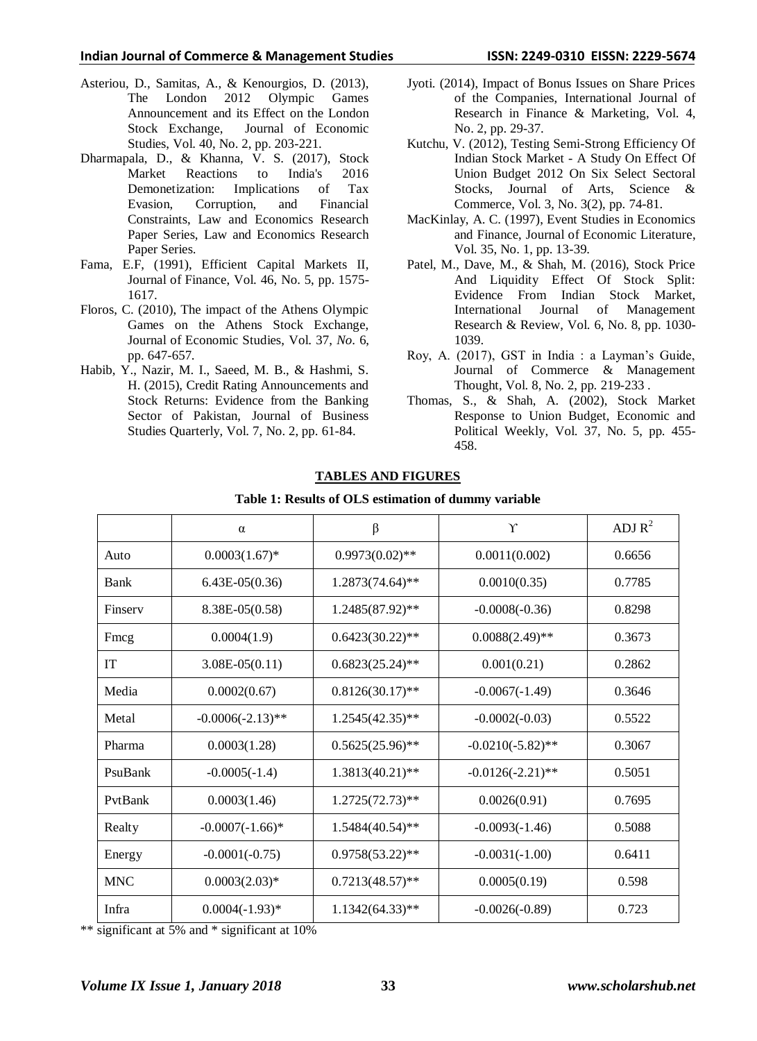Asteriou, D., Samitas, A., & Kenourgios, D. (2013), The London 2012 Olympic Games Announcement and its Effect on the London Stock Exchange, Journal of Economic Studies, Vol. 40, No. 2, pp. 203-221.

Dharmapala, D., & Khanna, V. S. (2017), Stock Market Reactions to India's 2016 Demonetization: Implications of Tax Evasion, Corruption, and Financial Constraints, Law and Economics Research Paper Series, Law and Economics Research Paper Series.

Fama, E.F, (1991), Efficient Capital Markets II, Journal of Finance, Vol. 46, No. 5, pp. 1575-1617.

Floros, C. (2010), The impact of the Athens Olympic Games on the Athens Stock Exchange, Journal of Economic Studies, Vol. 37, *No*. 6, pp. 647-657.

Habib, Y., Nazir, M. I., Saeed, M. B., & Hashmi, S. H. (2015), Credit Rating Announcements and Stock Returns: Evidence from the Banking Sector of Pakistan, Journal of Business Studies Quarterly, Vol. 7, No. 2, pp. 61-84.

Jyoti. (2014), Impact of Bonus Issues on Share Prices of the Companies, International Journal of Research in Finance & Marketing, Vol. 4, No. 2, pp. 29-37.

Kutchu, V. (2012), Testing Semi-Strong Efficiency Of Indian Stock Market - A Study On Effect Of Union Budget 2012 On Six Select Sectoral Stocks, Journal of Arts, Science & Commerce, Vol. 3, No. 3(2), pp. 74-81.

MacKinlay, A. C. (1997), Event Studies in Economics and Finance, Journal of Economic Literature, Vol. 35, No. 1, pp. 13-39.

Patel, M., Dave, M., & Shah, M. (2016), Stock Price And Liquidity Effect Of Stock Split: Evidence From Indian Stock Market, International Journal of Management Research & Review, Vol. 6, No. 8, pp. 1030-1039.

Roy, A. (2017), GST in India : a Layman's Guide, Journal of Commerce & Management Thought, Vol. 8, No. 2, pp. 219-233 .

Thomas, S., & Shah, A. (2002), Stock Market Response to Union Budget, Economic and Political Weekly, Vol. 37, No. 5, pp. 455-458.

## TABLES AND FIGURES

**Table 1: Results of OLS estimation of dummy variable**

| | α | β | ϒ | ADJ $R^2$ |
|---|---|---|---|---|
| Auto | 0.0003(1.67)* | 0.9973(0.02)** | 0.0011(0.002) | 0.6656 |
| Bank | 6.43E-05(0.36) | 1.2873(74.64)** | 0.0010(0.35) | 0.7785 |
| Finserv | 8.38E-05(0.58) | 1.2485(87.92)** | -0.0008(-0.36) | 0.8298 |
| Fmcg | 0.0004(1.9) | 0.6423(30.22)** | 0.0088(2.49)** | 0.3673 |
| IT | 3.08E-05(0.11) | 0.6823(25.24)** | 0.001(0.21) | 0.2862 |
| Media | 0.0002(0.67) | 0.8126(30.17)** | -0.0067(-1.49) | 0.3646 |
| Metal | -0.0006(-2.13)** | 1.2545(42.35)** | -0.0002(-0.03) | 0.5522 |
| Pharma | 0.0003(1.28) | 0.5625(25.96)** | -0.0210(-5.82)** | 0.3067 |
| PsuBank | -0.0005(-1.4) | 1.3813(40.21)** | -0.0126(-2.21)** | 0.5051 |
| PvtBank | 0.0003(1.46) | 1.2725(72.73)** | 0.0026(0.91) | 0.7695 |
| Realty | -0.0007(-1.66)* | 1.5484(40.54)** | -0.0093(-1.46) | 0.5088 |
| Energy | -0.0001(-0.75) | 0.9758(53.22)** | -0.0031(-1.00) | 0.6411 |
| MNC | 0.0003(2.03)* | 0.7213(48.57)** | 0.0005(0.19) | 0.598 |
| Infra | 0.0004(-1.93)* | 1.1342(64.33)** | -0.0026(-0.89) | 0.723 |

** significant at 5% and * significant at 10%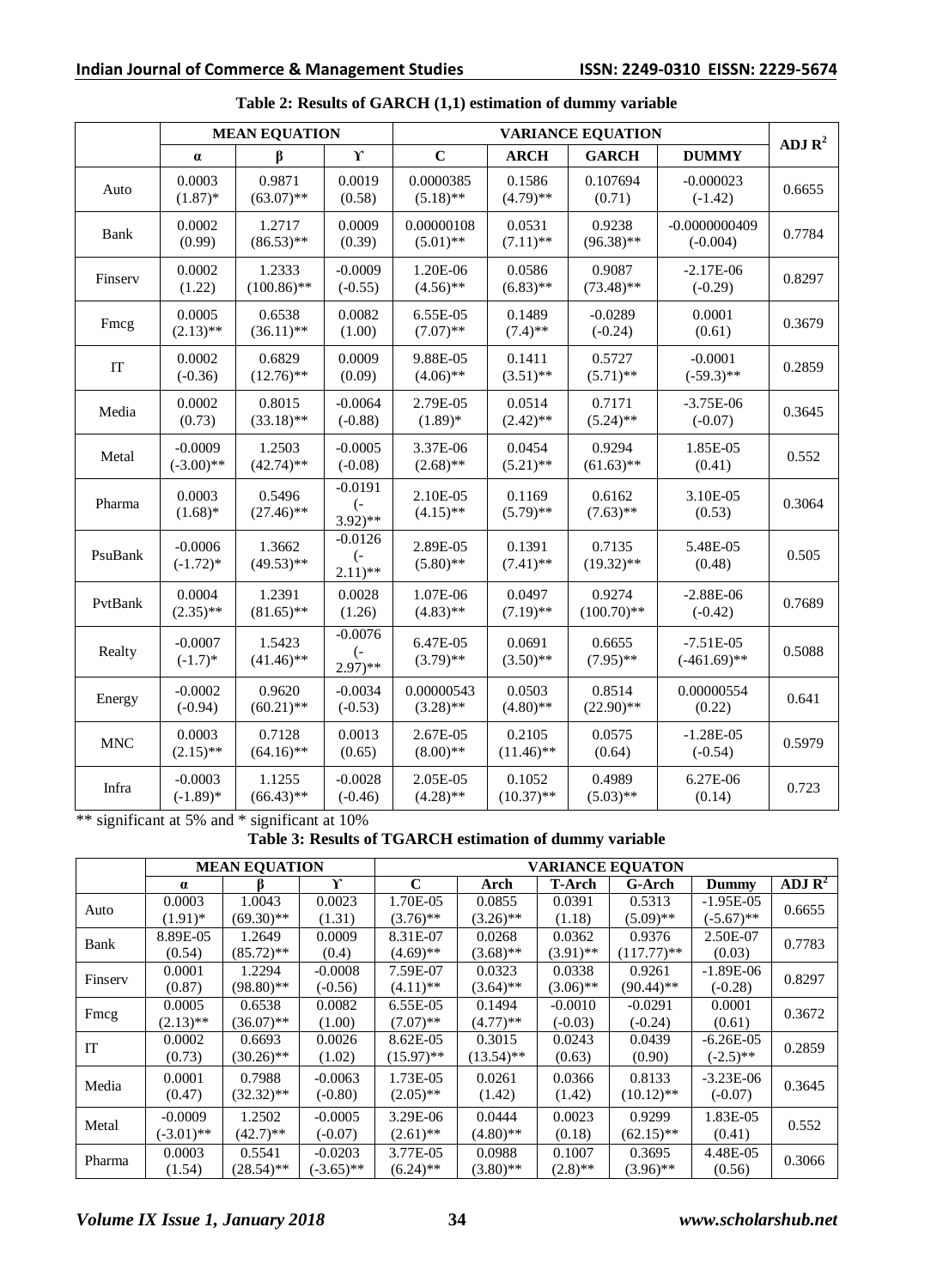**Table 2: Results of GARCH (1,1) estimation of dummy variable**

| | MEAN EQUATION | | | VARIANCE EQUATION | | | | ADJ $R^2$ |
|---|---|---|---|---|---|---|---|---|
| | α | β | ϒ | C | ARCH | GARCH | DUMMY | |
| Auto | 0.0003 (1.87)* | 0.9871 (63.07)** | 0.0019 (0.58) | 0.0000385 (5.18)** | 0.1586 (4.79)** | 0.107694 (0.71) | -0.000023 (-1.42) | 0.6655 |
| Bank | 0.0002 (0.99) | 1.2717 (86.53)** | 0.0009 (0.39) | 0.00000108 (5.01)** | 0.0531 (7.11)** | 0.9238 (96.38)** | -0.0000000409 (-0.004) | 0.7784 |
| Finserv | 0.0002 (1.22) | 1.2333 (100.86)** | -0.0009 (-0.55) | 1.20E-06 (4.56)** | 0.0586 (6.83)** | 0.9087 (73.48)** | -2.17E-06 (-0.29) | 0.8297 |
| Fmcg | 0.0005 (2.13)** | 0.6538 (36.11)** | 0.0082 (1.00) | 6.55E-05 (7.07)** | 0.1489 (7.4)** | -0.0289 (-0.24) | 0.0001 (0.61) | 0.3679 |
| IT | 0.0002 (-0.36) | 0.6829 (12.76)** | 0.0009 (0.09) | 9.88E-05 (4.06)** | 0.1411 (3.51)** | 0.5727 (5.71)** | -0.0001 (-59.3)** | 0.2859 |
| Media | 0.0002 (0.73) | 0.8015 (33.18)** | -0.0064 (-0.88) | 2.79E-05 (1.89)* | 0.0514 (2.42)** | 0.7171 (5.24)** | -3.75E-06 (-0.07) | 0.3645 |
| Metal | -0.0009 (-3.00)** | 1.2503 (42.74)** | -0.0005 (-0.08) | 3.37E-06 (2.68)** | 0.0454 (5.21)** | 0.9294 (61.63)** | 1.85E-05 (0.41) | 0.552 |
| Pharma | 0.0003 (1.68)* | 0.5496 (27.46)** | -0.0191 (-3.92)** | 2.10E-05 (4.15)** | 0.1169 (5.79)** | 0.6162 (7.63)** | 3.10E-05 (0.53) | 0.3064 |
| PsuBank | -0.0006 (-1.72)* | 1.3662 (49.53)** | -0.0126 (-2.11)** | 2.89E-05 (5.80)** | 0.1391 (7.41)** | 0.7135 (19.32)** | 5.48E-05 (0.48) | 0.505 |
| PvtBank | 0.0004 (2.35)** | 1.2391 (81.65)** | 0.0028 (1.26) | 1.07E-06 (4.83)** | 0.0497 (7.19)** | 0.9274 (100.70)** | -2.88E-06 (-0.42) | 0.7689 |
| Realty | -0.0007 (-1.7)* | 1.5423 (41.46)** | -0.0076 (-2.97)** | 6.47E-05 (3.79)** | 0.0691 (3.50)** | 0.6655 (7.95)** | -7.51E-05 (-461.69)** | 0.5088 |
| Energy | -0.0002 (-0.94) | 0.9620 (60.21)** | -0.0034 (-0.53) | 0.00000543 (3.28)** | 0.0503 (4.80)** | 0.8514 (22.90)** | 0.00000554 (0.22) | 0.641 |
| MNC | 0.0003 (2.15)** | 0.7128 (64.16)** | 0.0013 (0.65) | 2.67E-05 (8.00)** | 0.2105 (11.46)** | 0.0575 (0.64) | -1.28E-05 (-0.54) | 0.5979 |
| Infra | -0.0003 (-1.89)* | 1.1255 (66.43)** | -0.0028 (-0.46) | 2.05E-05 (4.28)** | 0.1052 (10.37)** | 0.4989 (5.03)** | 6.27E-06 (0.14) | 0.723 |

** significant at 5% and * significant at 10%

**Table 3: Results of TGARCH estimation of dummy variable**

| | MEAN EQUATION | | | VARIANCE EQUATON | | | | | ADJ $R^2$ |
|---|---|---|---|---|---|---|---|---|---|
| | α | β | ϒ | C | Arch | T-Arch | G-Arch | Dummy | |
| Auto | 0.0003 (1.91)* | 1.0043 (69.30)** | 0.0023 (1.31) | 1.70E-05 (3.76)** | 0.0855 (3.26)** | 0.0391 (1.18) | 0.5313 (5.09)** | -1.95E-05 (-5.67)** | 0.6655 |
| Bank | 8.89E-05 (0.54) | 1.2649 (85.72)** | 0.0009 (0.4) | 8.31E-07 (4.69)** | 0.0268 (3.68)** | 0.0362 (3.91)** | 0.9376 (117.77)** | 2.50E-07 (0.03) | 0.7783 |
| Finserv | 0.0001 (0.87) | 1.2294 (98.80)** | -0.0008 (-0.56) | 7.59E-07 (4.11)** | 0.0323 (3.64)** | 0.0338 (3.06)** | 0.9261 (90.44)** | -1.89E-06 (-0.28) | 0.8297 |
| Fmcg | 0.0005 (2.13)** | 0.6538 (36.07)** | 0.0082 (1.00) | 6.55E-05 (7.07)** | 0.1494 (4.77)** | -0.0010 (-0.03) | -0.0291 (-0.24) | 0.0001 (0.61) | 0.3672 |
| IT | 0.0002 (0.73) | 0.6693 (30.26)** | 0.0026 (1.02) | 8.62E-05 (15.97)** | 0.3015 (13.54)** | 0.0243 (0.63) | 0.0439 (0.90) | -6.26E-05 (-2.5)** | 0.2859 |
| Media | 0.0001 (0.47) | 0.7988 (32.32)** | -0.0063 (-0.80) | 1.73E-05 (2.05)** | 0.0261 (1.42) | 0.0366 (1.42) | 0.8133 (10.12)** | -3.23E-06 (-0.07) | 0.3645 |
| Metal | -0.0009 (-3.01)** | 1.2502 (42.7)** | -0.0005 (-0.07) | 3.29E-06 (2.61)** | 0.0444 (4.80)** | 0.0023 (0.18) | 0.9299 (62.15)** | 1.83E-05 (0.41) | 0.552 |
| Pharma | 0.0003 (1.54) | 0.5541 (28.54)** | -0.0203 (-3.65)** | 3.77E-05 (6.24)** | 0.0988 (3.80)** | 0.1007 (2.8)** | 0.3695 (3.96)** | 4.48E-05 (0.56) | 0.3066 |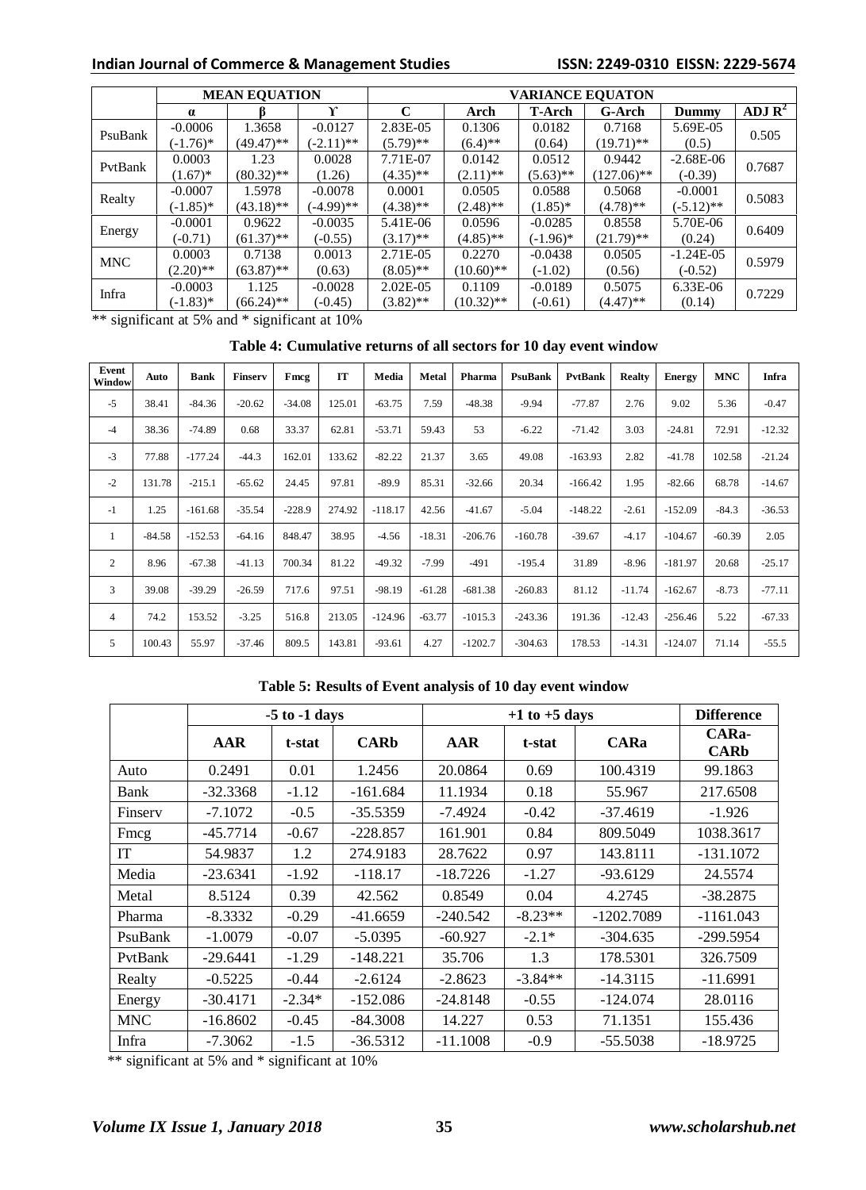| | MEAN EQUATION | | | VARIANCE EQUATON | | | | | |
|---|---|---|---|---|---|---|---|---|---|
| | α | β | ϒ | C | Arch | T-Arch | G-Arch | Dummy | ADJ $R^2$ |
| PsuBank | -0.0006 (-1.76)* | 1.3658 (49.47)** | -0.0127 (-2.11)** | 2.83E-05 (5.79)** | 0.1306 (6.4)** | 0.0182 (0.64) | 0.7168 (19.71)** | 5.69E-05 (0.5) | 0.505 |
| PvtBank | 0.0003 (1.67)* | 1.23 (80.32)** | 0.0028 (1.26) | 7.71E-07 (4.35)** | 0.0142 (2.11)** | 0.0512 (5.63)** | 0.9442 (127.06)** | -2.68E-06 (-0.39) | 0.7687 |
| Realty | -0.0007 (-1.85)* | 1.5978 (43.18)** | -0.0078 (-4.99)** | 0.0001 (4.38)** | 0.0505 (2.48)** | 0.0588 (1.85)* | 0.5068 (4.78)** | -0.0001 (-5.12)** | 0.5083 |
| Energy | -0.0001 (-0.71) | 0.9622 (61.37)** | -0.0035 (-0.55) | 5.41E-06 (3.17)** | 0.0596 (4.85)** | -0.0285 (-1.96)* | 0.8558 (21.79)** | 5.70E-06 (0.24) | 0.6409 |
| MNC | 0.0003 (2.20)** | 0.7138 (63.87)** | 0.0013 (0.63) | 2.71E-05 (8.05)** | 0.2270 (10.60)** | -0.0438 (-1.02) | 0.0505 (0.56) | -1.24E-05 (-0.52) | 0.5979 |
| Infra | -0.0003 (-1.83)* | 1.125 (66.24)** | -0.0028 (-0.45) | 2.02E-05 (3.82)** | 0.1109 (10.32)** | -0.0189 (-0.61) | 0.5075 (4.47)** | 6.33E-06 (0.14) | 0.7229 |

** significant at 5% and * significant at 10%

**Table 4: Cumulative returns of all sectors for 10 day event window**

| Event Window | Auto | Bank | Finserv | Fmcg | IT | Media | Metal | Pharma | PsuBank | PvtBank | Realty | Energy | MNC | Infra |
|---|---|---|---|---|---|---|---|---|---|---|---|---|---|---|
| -5 | 38.41 | -84.36 | -20.62 | -34.08 | 125.01 | -63.75 | 7.59 | -48.38 | -9.94 | -77.87 | 2.76 | 9.02 | 5.36 | -0.47 |
| -4 | 38.36 | -74.89 | 0.68 | 33.37 | 62.81 | -53.71 | 59.43 | 53 | -6.22 | -71.42 | 3.03 | -24.81 | 72.91 | -12.32 |
| -3 | 77.88 | -177.24 | -44.3 | 162.01 | 133.62 | -82.22 | 21.37 | 3.65 | 49.08 | -163.93 | 2.82 | -41.78 | 102.58 | -21.24 |
| -2 | 131.78 | -215.1 | -65.62 | 24.45 | 97.81 | -89.9 | 85.31 | -32.66 | 20.34 | -166.42 | 1.95 | -82.66 | 68.78 | -14.67 |
| -1 | 1.25 | -161.68 | -35.54 | -228.9 | 274.92 | -118.17 | 42.56 | -41.67 | -5.04 | -148.22 | -2.61 | -152.09 | -84.3 | -36.53 |
| 1 | -84.58 | -152.53 | -64.16 | 848.47 | 38.95 | -4.56 | -18.31 | -206.76 | -160.78 | -39.67 | -4.17 | -104.67 | -60.39 | 2.05 |
| 2 | 8.96 | -67.38 | -41.13 | 700.34 | 81.22 | -49.32 | -7.99 | -491 | -195.4 | 31.89 | -8.96 | -181.97 | 20.68 | -25.17 |
| 3 | 39.08 | -39.29 | -26.59 | 717.6 | 97.51 | -98.19 | -61.28 | -681.38 | -260.83 | 81.12 | -11.74 | -162.67 | -8.73 | -77.11 |
| 4 | 74.2 | 153.52 | -3.25 | 516.8 | 213.05 | -124.96 | -63.77 | -1015.3 | -243.36 | 191.36 | -12.43 | -256.46 | 5.22 | -67.33 |
| 5 | 100.43 | 55.97 | -37.46 | 809.5 | 143.81 | -93.61 | 4.27 | -1202.7 | -304.63 | 178.53 | -14.31 | -124.07 | 71.14 | -55.5 |

**Table 5: Results of Event analysis of 10 day event window**

| | -5 to -1 days | | | +1 to +5 days | | | Difference |
|---|---|---|---|---|---|---|---|
| | AAR | t-stat | CARb | AAR | t-stat | CARa | CARa-CARb |
| Auto | 0.2491 | 0.01 | 1.2456 | 20.0864 | 0.69 | 100.4319 | 99.1863 |
| Bank | -32.3368 | -1.12 | -161.684 | 11.1934 | 0.18 | 55.967 | 217.6508 |
| Finserv | -7.1072 | -0.5 | -35.5359 | -7.4924 | -0.42 | -37.4619 | -1.926 |
| Fmcg | -45.7714 | -0.67 | -228.857 | 161.901 | 0.84 | 809.5049 | 1038.3617 |
| IT | 54.9837 | 1.2 | 274.9183 | 28.7622 | 0.97 | 143.8111 | -131.1072 |
| Media | -23.6341 | -1.92 | -118.17 | -18.7226 | -1.27 | -93.6129 | 24.5574 |
| Metal | 8.5124 | 0.39 | 42.562 | 0.8549 | 0.04 | 4.2745 | -38.2875 |
| Pharma | -8.3332 | -0.29 | -41.6659 | -240.542 | -8.23** | -1202.7089 | -1161.043 |
| PsuBank | -1.0079 | -0.07 | -5.0395 | -60.927 | -2.1* | -304.635 | -299.5954 |
| PvtBank | -29.6441 | -1.29 | -148.221 | 35.706 | 1.3 | 178.5301 | 326.7509 |
| Realty | -0.5225 | -0.44 | -2.6124 | -2.8623 | -3.84** | -14.3115 | -11.6991 |
| Energy | -30.4171 | -2.34* | -152.086 | -24.8148 | -0.55 | -124.074 | 28.0116 |
| MNC | -16.8602 | -0.45 | -84.3008 | 14.227 | 0.53 | 71.1351 | 155.436 |
| Infra | -7.3062 | -1.5 | -36.5312 | -11.1008 | -0.9 | -55.5038 | -18.9725 |

** significant at 5% and * significant at 10%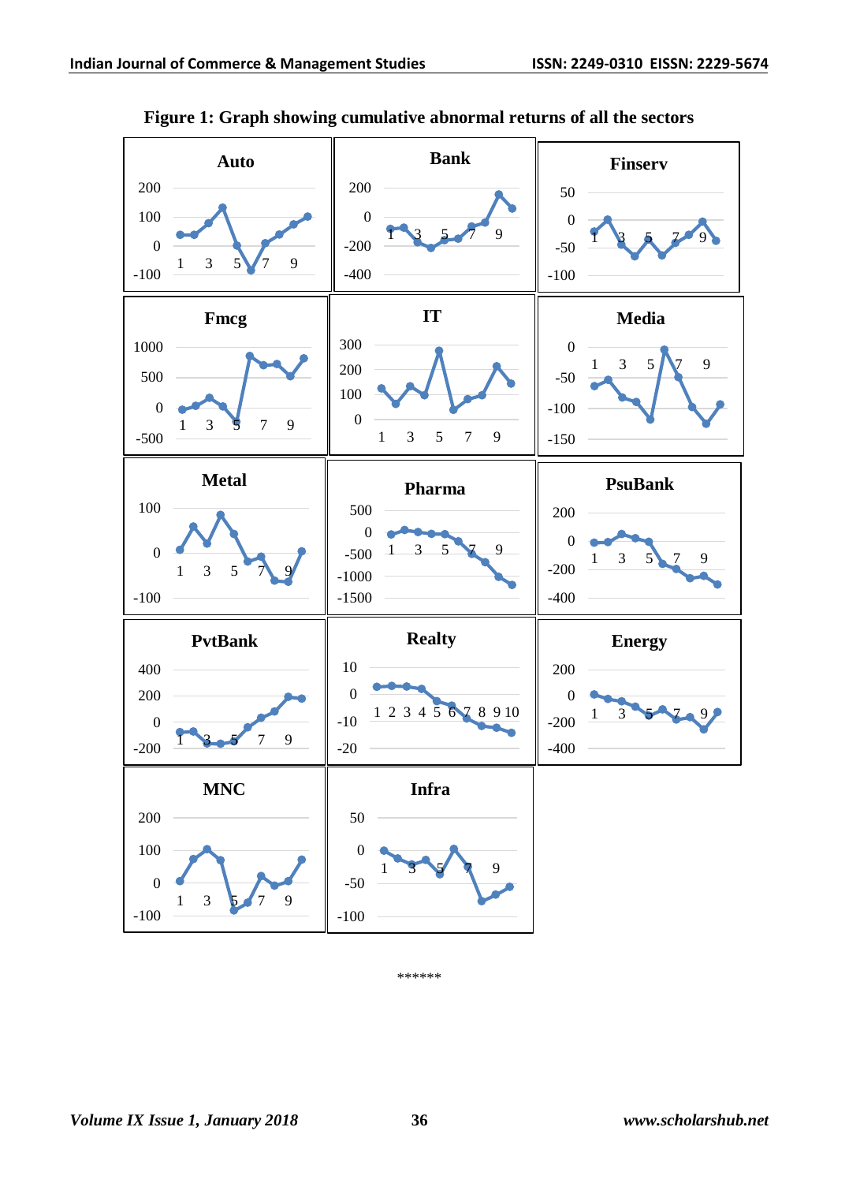**Figure 1: Graph showing cumulative abnormal returns of all the sectors**

Auto
200
100
0
-100
1 3 5 7 9

Bank
200
0
-200
-400
1 3 5 7 9

Finserv
50
0
-50
-100
1 3 5 7 9

Fmcg
1000
500
0
-500
1 3 5 7 9

IT
300
200
100
0
1 3 5 7 9

Media
0
-50
-100
-150
1 3 5 7 9

Metal
100
0
-100
1 3 5 7 9

Pharma
500
0
-500
-1000
-1500
1 3 5 7 9

PsuBank
200
0
-200
-400
1 3 5 7 9

PvtBank
400
200
0
-200
1 3 5 7 9

Realty
10
0
-10
-20
1 2 3 4 5 6 7 8 9 10

Energy
200
0
-200
-400
1 3 5 7 9

MNC
200
100
0
-100
1 3 5 7 9

Infra
50
0
-50
-100
1 3 5 7 9

******